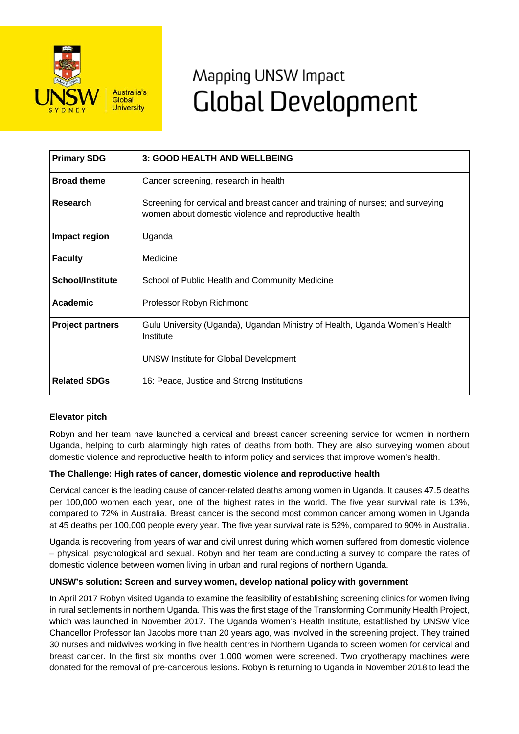# Mapping UNSW Impact
# Global Development

| Primary SDG | 3: GOOD HEALTH AND WELLBEING |
|---|---|
| **Broad theme** | Cancer screening, research in health |
| **Research** | Screening for cervical and breast cancer and training of nurses; and surveying women about domestic violence and reproductive health |
| **Impact region** | Uganda |
| **Faculty** | Medicine |
| **School/Institute** | School of Public Health and Community Medicine |
| **Academic** | Professor Robyn Richmond |
| **Project partners** | Gulu University (Uganda), Ugandan Ministry of Health, Uganda Women's Health Institute |
| | UNSW Institute for Global Development |
| **Related SDGs** | 16: Peace, Justice and Strong Institutions |

**Elevator pitch**

Robyn and her team have launched a cervical and breast cancer screening service for women in northern Uganda, helping to curb alarmingly high rates of deaths from both. They are also surveying women about domestic violence and reproductive health to inform policy and services that improve women's health.

**The Challenge: High rates of cancer, domestic violence and reproductive health**

Cervical cancer is the leading cause of cancer-related deaths among women in Uganda. It causes 47.5 deaths per 100,000 women each year, one of the highest rates in the world. The five year survival rate is 13%, compared to 72% in Australia. Breast cancer is the second most common cancer among women in Uganda at 45 deaths per 100,000 people every year. The five year survival rate is 52%, compared to 90% in Australia.

Uganda is recovering from years of war and civil unrest during which women suffered from domestic violence – physical, psychological and sexual. Robyn and her team are conducting a survey to compare the rates of domestic violence between women living in urban and rural regions of northern Uganda.

**UNSW's solution: Screen and survey women, develop national policy with government**

In April 2017 Robyn visited Uganda to examine the feasibility of establishing screening clinics for women living in rural settlements in northern Uganda. This was the first stage of the Transforming Community Health Project, which was launched in November 2017. The Uganda Women's Health Institute, established by UNSW Vice Chancellor Professor Ian Jacobs more than 20 years ago, was involved in the screening project. They trained 30 nurses and midwives working in five health centres in Northern Uganda to screen women for cervical and breast cancer. In the first six months over 1,000 women were screened. Two cryotherapy machines were donated for the removal of pre-cancerous lesions. Robyn is returning to Uganda in November 2018 to lead the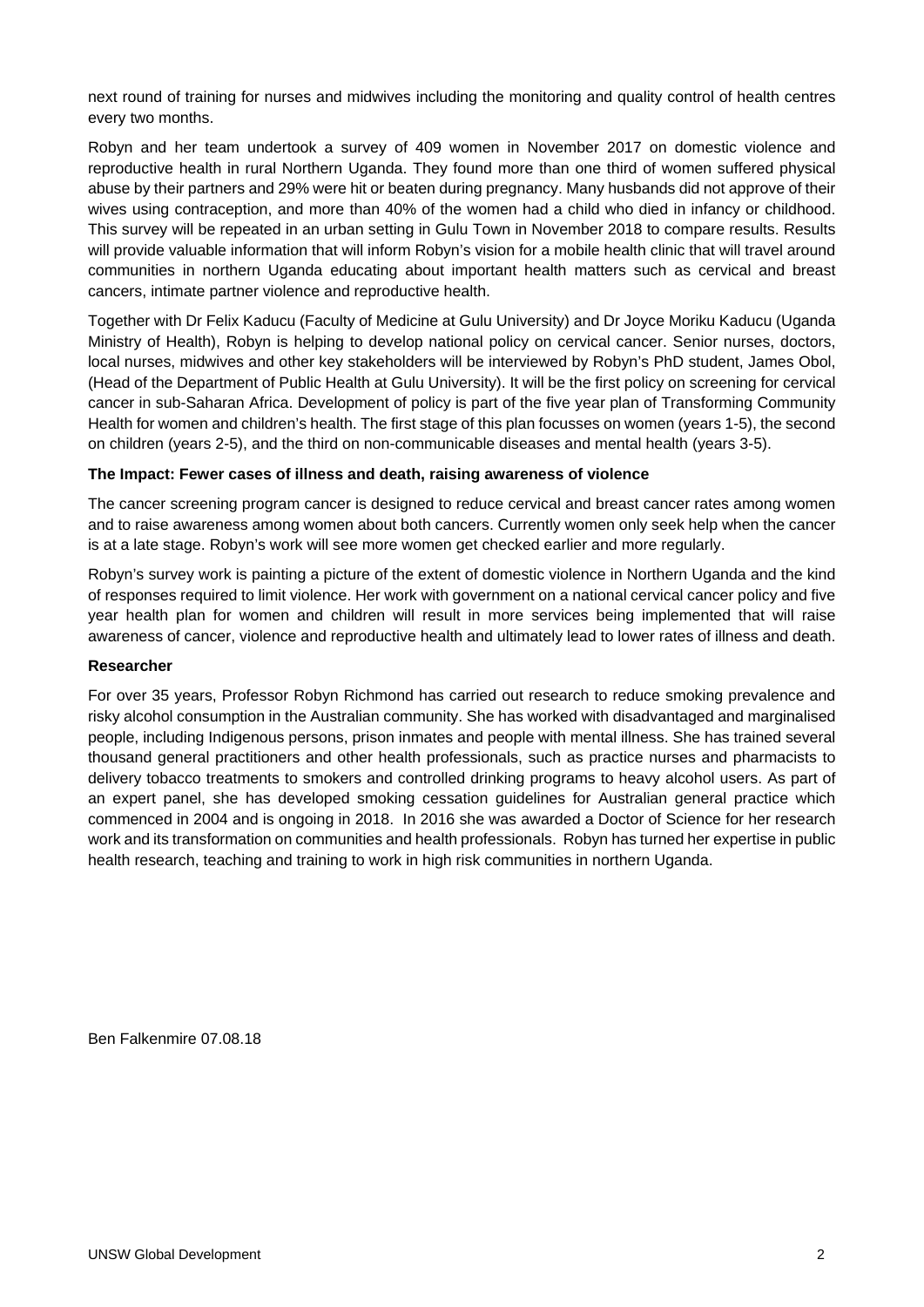next round of training for nurses and midwives including the monitoring and quality control of health centres every two months.

Robyn and her team undertook a survey of 409 women in November 2017 on domestic violence and reproductive health in rural Northern Uganda. They found more than one third of women suffered physical abuse by their partners and 29% were hit or beaten during pregnancy. Many husbands did not approve of their wives using contraception, and more than 40% of the women had a child who died in infancy or childhood. This survey will be repeated in an urban setting in Gulu Town in November 2018 to compare results. Results will provide valuable information that will inform Robyn's vision for a mobile health clinic that will travel around communities in northern Uganda educating about important health matters such as cervical and breast cancers, intimate partner violence and reproductive health.

Together with Dr Felix Kaducu (Faculty of Medicine at Gulu University) and Dr Joyce Moriku Kaducu (Uganda Ministry of Health), Robyn is helping to develop national policy on cervical cancer. Senior nurses, doctors, local nurses, midwives and other key stakeholders will be interviewed by Robyn's PhD student, James Obol, (Head of the Department of Public Health at Gulu University). It will be the first policy on screening for cervical cancer in sub-Saharan Africa. Development of policy is part of the five year plan of Transforming Community Health for women and children's health. The first stage of this plan focusses on women (years 1-5), the second on children (years 2-5), and the third on non-communicable diseases and mental health (years 3-5).

**The Impact: Fewer cases of illness and death, raising awareness of violence**

The cancer screening program cancer is designed to reduce cervical and breast cancer rates among women and to raise awareness among women about both cancers. Currently women only seek help when the cancer is at a late stage. Robyn's work will see more women get checked earlier and more regularly.

Robyn's survey work is painting a picture of the extent of domestic violence in Northern Uganda and the kind of responses required to limit violence. Her work with government on a national cervical cancer policy and five year health plan for women and children will result in more services being implemented that will raise awareness of cancer, violence and reproductive health and ultimately lead to lower rates of illness and death.

**Researcher**

For over 35 years, Professor Robyn Richmond has carried out research to reduce smoking prevalence and risky alcohol consumption in the Australian community. She has worked with disadvantaged and marginalised people, including Indigenous persons, prison inmates and people with mental illness. She has trained several thousand general practitioners and other health professionals, such as practice nurses and pharmacists to delivery tobacco treatments to smokers and controlled drinking programs to heavy alcohol users. As part of an expert panel, she has developed smoking cessation guidelines for Australian general practice which commenced in 2004 and is ongoing in 2018. In 2016 she was awarded a Doctor of Science for her research work and its transformation on communities and health professionals. Robyn has turned her expertise in public health research, teaching and training to work in high risk communities in northern Uganda.

Ben Falkenmire 07.08.18